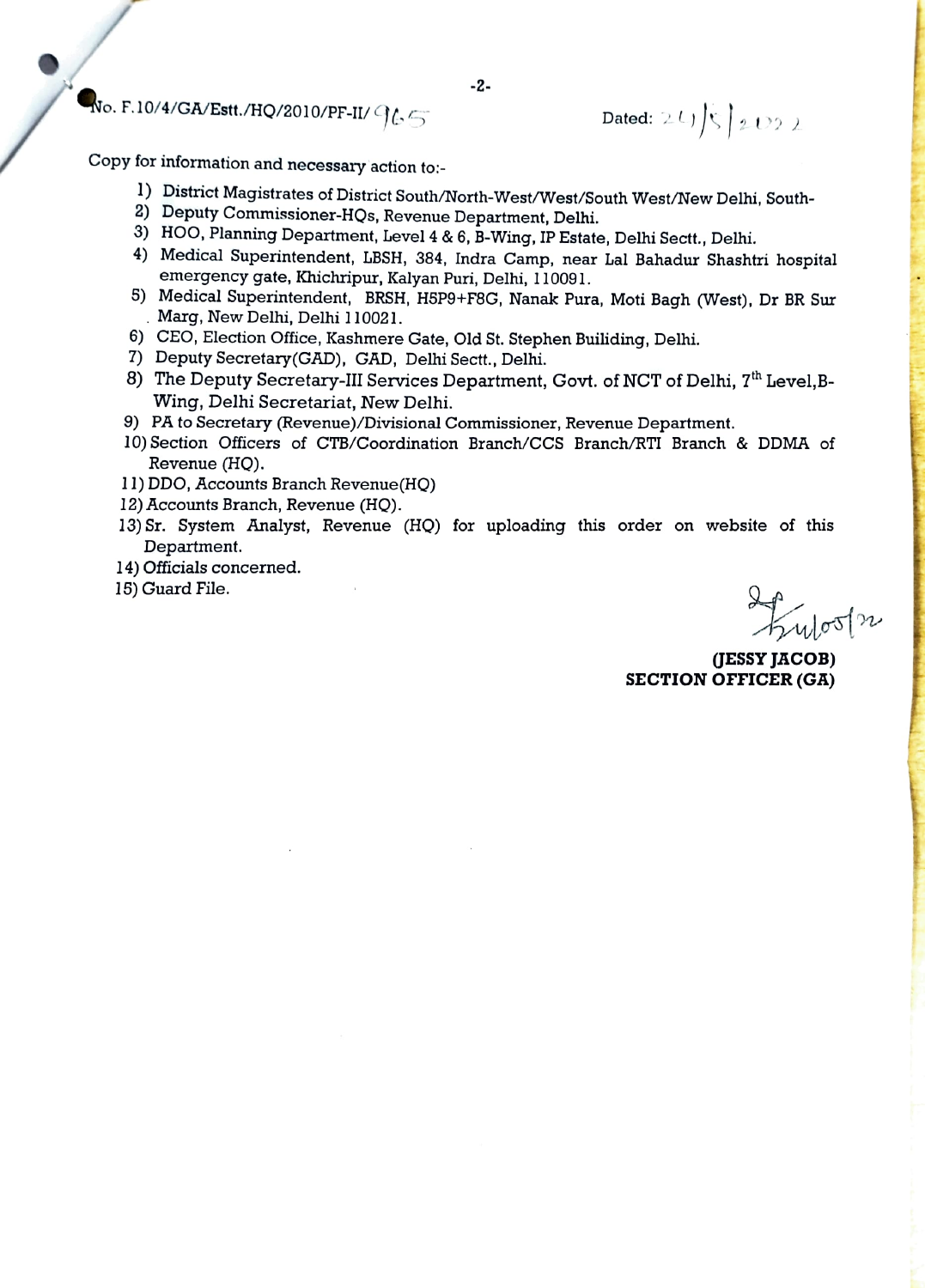No. F.10/4/GA/Estt./HQ/2010/PF-II/ 965                                                                 Dated: 24/5/2022

Copy for information and necessary action to:-

1) District Magistrates of District South/North-West/West/South West/New Delhi, South-
2) Deputy Commissioner-HQs, Revenue Department, Delhi.
3) HOO, Planning Department, Level 4 & 6, B-Wing, IP Estate, Delhi Sectt., Delhi.
4) Medical Superintendent, LBSH, 384, Indra Camp, near Lal Bahadur Shashtri hospital emergency gate, Khichripur, Kalyan Puri, Delhi, 110091.
5) Medical Superintendent, BRSH, H5P9+F8G, Nanak Pura, Moti Bagh (West), Dr BR Sur Marg, New Delhi, Delhi 110021.
6) CEO, Election Office, Kashmere Gate, Old St. Stephen Builiding, Delhi.
7) Deputy Secretary(GAD), GAD, Delhi Sectt., Delhi.
8) The Deputy Secretary-III Services Department, Govt. of NCT of Delhi, 7th Level, B-Wing, Delhi Secretariat, New Delhi.
9) PA to Secretary (Revenue)/Divisional Commissioner, Revenue Department.
10) Section Officers of CTB/Coordination Branch/CCS Branch/RTI Branch & DDMA of Revenue (HQ).
11) DDO, Accounts Branch Revenue(HQ)
12) Accounts Branch, Revenue (HQ).
13) Sr. System Analyst, Revenue (HQ) for uploading this order on website of this Department.
14) Officials concerned.
15) Guard File.

Sd/- 24/05/22

**(JESSY JACOB)**
**SECTION OFFICER (GA)**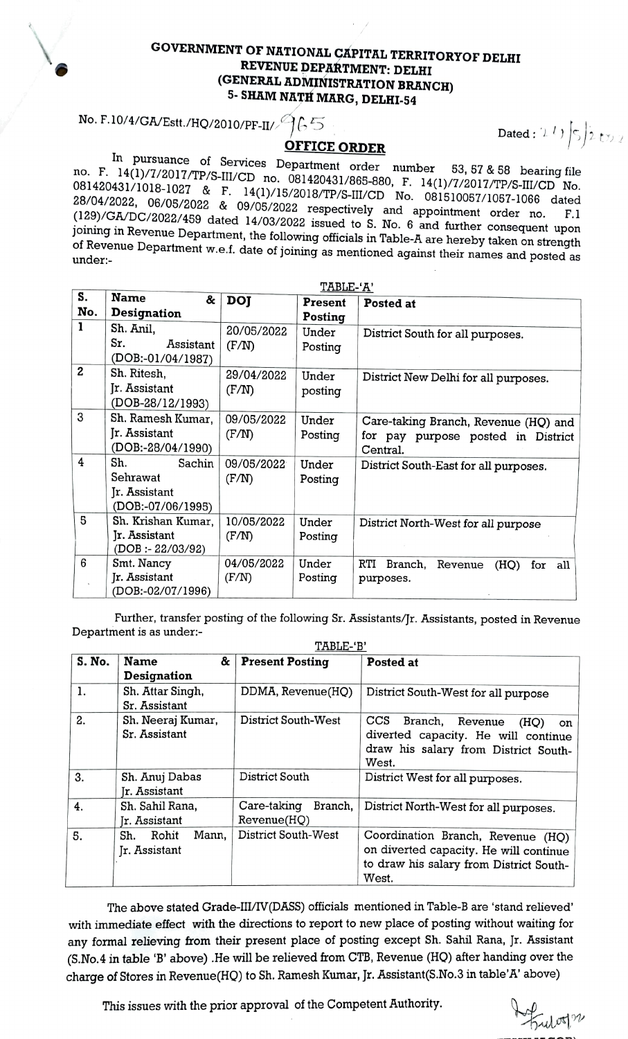# GOVERNMENT OF NATIONAL CAPITAL TERRITORYOF DELHI
## REVENUE DEPARTMENT: DELHI
## (GENERAL ADMINISTRATION BRANCH)
## 5- SHAM NATH MARG, DELHI-54

No. F.10/4/GA/Estt./HQ/2010/PF-II/ 9655

Dated : 21/5/2022

## OFFICE ORDER

In pursuance of Services Department order number 53, 57 & 58 bearing file no. F. 14(1)/7/2017/TP/S-III/CD no. 081420431/865-880, F. 14(1)/7/2017/TP/S-III/CD No. 081420431/1018-1027 & F. 14(1)/15/2018/TP/S-III/CD No. 081510057/1057-1066 dated 28/04/2022, 06/05/2022 & 09/05/2022 respectively and appointment order no. F.1 (129)/GA/DC/2022/459 dated 14/03/2022 issued to S. No. 6 and further consequent upon joining in Revenue Department, the following officials in Table-A are hereby taken on strength of Revenue Department w.e.f. date of joining as mentioned against their names and posted as under:-

TABLE-'A'

| S. No. | Name & Designation | DOJ | Present Posting | Posted at |
|---|---|---|---|---|
| 1 | Sh. Anil, Sr. Assistant (DOB:-01/04/1987) | 20/05/2022 (F/N) | Under Posting | District South for all purposes. |
| 2 | Sh. Ritesh, Jr. Assistant (DOB-28/12/1993) | 29/04/2022 (F/N) | Under posting | District New Delhi for all purposes. |
| 3 | Sh. Ramesh Kumar, Jr. Assistant (DOB:-28/04/1990) | 09/05/2022 (F/N) | Under Posting | Care-taking Branch, Revenue (HQ) and for pay purpose posted in District Central. |
| 4 | Sh. Sachin Sehrawat Jr. Assistant (DOB:-07/06/1995) | 09/05/2022 (F/N) | Under Posting | District South-East for all purposes. |
| 5 | Sh. Krishan Kumar, Jr. Assistant (DOB :- 22/03/92) | 10/05/2022 (F/N) | Under Posting | District North-West for all purpose |
| 6 | Smt. Nancy Jr. Assistant (DOB:-02/07/1996) | 04/05/2022 (F/N) | Under Posting | RTI Branch, Revenue (HQ) for all purposes. |

Further, transfer posting of the following Sr. Assistants/Jr. Assistants, posted in Revenue Department is as under:-

TABLE-'B'

| S. No. | Name & Designation | Present Posting | Posted at |
|---|---|---|---|
| 1. | Sh. Attar Singh, Sr. Assistant | DDMA, Revenue(HQ) | District South-West for all purpose |
| 2. | Sh. Neeraj Kumar, Sr. Assistant | District South-West | CCS Branch, Revenue (HQ) on diverted capacity. He will continue draw his salary from District South-West. |
| 3. | Sh. Anuj Dabas Jr. Assistant | District South | District West for all purposes. |
| 4. | Sh. Sahil Rana, Jr. Assistant | Care-taking Branch, Revenue(HQ) | District North-West for all purposes. |
| 5. | Sh. Rohit Mann, Jr. Assistant | District South-West | Coordination Branch, Revenue (HQ) on diverted capacity. He will continue to draw his salary from District South-West. |

The above stated Grade-III/IV(DASS) officials mentioned in Table-B are 'stand relieved' with immediate effect with the directions to report to new place of posting without waiting for any formal relieving from their present place of posting except Sh. Sahil Rana, Jr. Assistant (S.No.4 in table 'B' above) .He will be relieved from CTB, Revenue (HQ) after handing over the charge of Stores in Revenue(HQ) to Sh. Ramesh Kumar, Jr. Assistant(S.No.3 in table'A' above)

This issues with the prior approval of the Competent Authority.